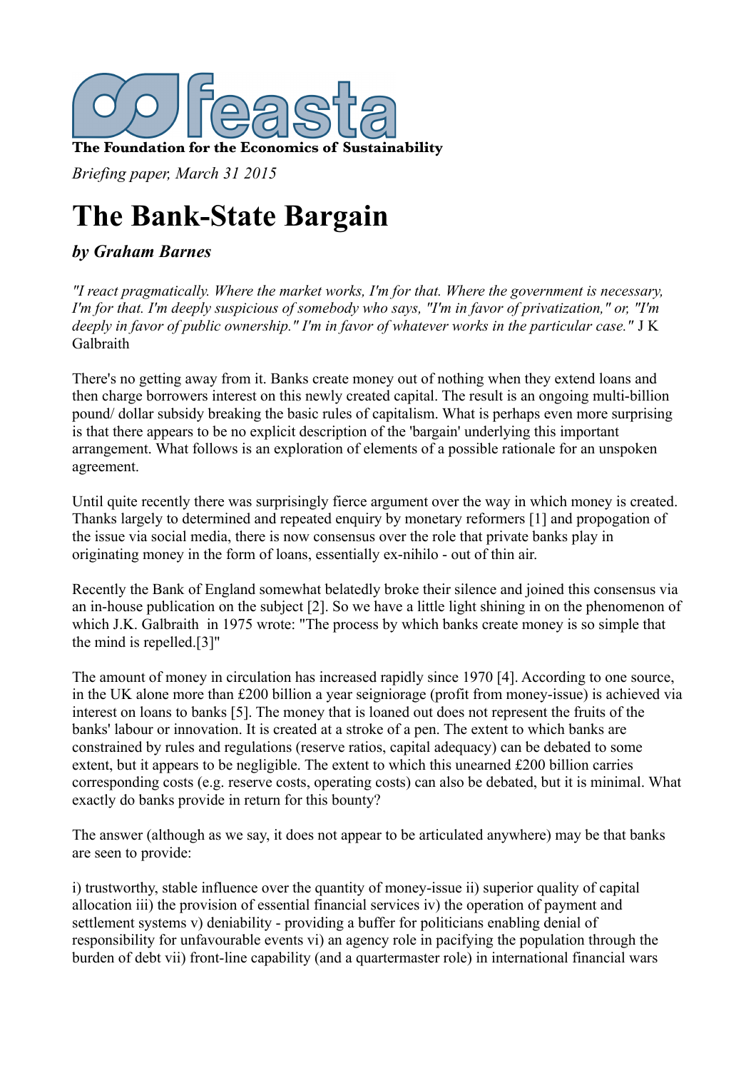feasta

**The Foundation for the Economics of Sustainability**

*Briefing paper, March 31 2015*

# The Bank-State Bargain

### *by Graham Barnes*

*"I react pragmatically. Where the market works, I'm for that. Where the government is necessary, I'm for that. I'm deeply suspicious of somebody who says, "I'm in favor of privatization," or, "I'm deeply in favor of public ownership." I'm in favor of whatever works in the particular case."* J K Galbraith

There's no getting away from it. Banks create money out of nothing when they extend loans and then charge borrowers interest on this newly created capital. The result is an ongoing multi-billion pound/ dollar subsidy breaking the basic rules of capitalism. What is perhaps even more surprising is that there appears to be no explicit description of the 'bargain' underlying this important arrangement. What follows is an exploration of elements of a possible rationale for an unspoken agreement.

Until quite recently there was surprisingly fierce argument over the way in which money is created. Thanks largely to determined and repeated enquiry by monetary reformers [1] and propogation of the issue via social media, there is now consensus over the role that private banks play in originating money in the form of loans, essentially ex-nihilo - out of thin air.

Recently the Bank of England somewhat belatedly broke their silence and joined this consensus via an in-house publication on the subject [2]. So we have a little light shining in on the phenomenon of which J.K. Galbraith in 1975 wrote: "The process by which banks create money is so simple that the mind is repelled.[3]"

The amount of money in circulation has increased rapidly since 1970 [4]. According to one source, in the UK alone more than £200 billion a year seigniorage (profit from money-issue) is achieved via interest on loans to banks [5]. The money that is loaned out does not represent the fruits of the banks' labour or innovation. It is created at a stroke of a pen. The extent to which banks are constrained by rules and regulations (reserve ratios, capital adequacy) can be debated to some extent, but it appears to be negligible. The extent to which this unearned £200 billion carries corresponding costs (e.g. reserve costs, operating costs) can also be debated, but it is minimal. What exactly do banks provide in return for this bounty?

The answer (although as we say, it does not appear to be articulated anywhere) may be that banks are seen to provide:

i) trustworthy, stable influence over the quantity of money-issue ii) superior quality of capital allocation iii) the provision of essential financial services iv) the operation of payment and settlement systems v) deniability - providing a buffer for politicians enabling denial of responsibility for unfavourable events vi) an agency role in pacifying the population through the burden of debt vii) front-line capability (and a quartermaster role) in international financial wars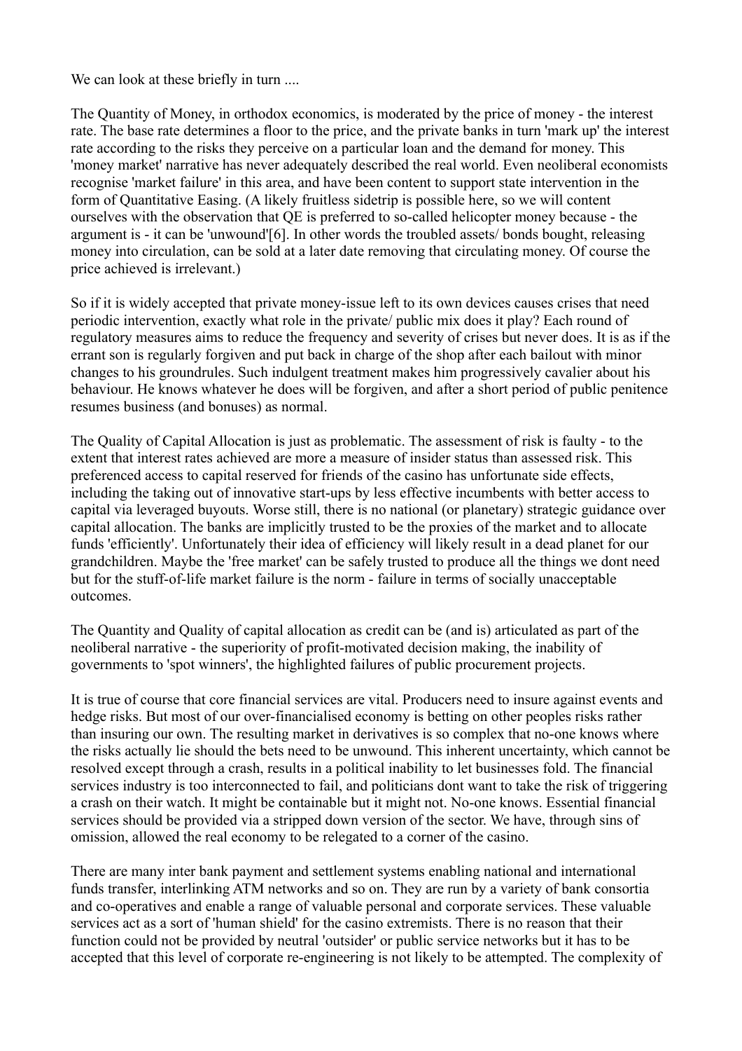We can look at these briefly in turn ....

The Quantity of Money, in orthodox economics, is moderated by the price of money - the interest rate. The base rate determines a floor to the price, and the private banks in turn 'mark up' the interest rate according to the risks they perceive on a particular loan and the demand for money. This 'money market' narrative has never adequately described the real world. Even neoliberal economists recognise 'market failure' in this area, and have been content to support state intervention in the form of Quantitative Easing. (A likely fruitless sidetrip is possible here, so we will content ourselves with the observation that QE is preferred to so-called helicopter money because - the argument is - it can be 'unwound'[6]. In other words the troubled assets/ bonds bought, releasing money into circulation, can be sold at a later date removing that circulating money. Of course the price achieved is irrelevant.)

So if it is widely accepted that private money-issue left to its own devices causes crises that need periodic intervention, exactly what role in the private/ public mix does it play? Each round of regulatory measures aims to reduce the frequency and severity of crises but never does. It is as if the errant son is regularly forgiven and put back in charge of the shop after each bailout with minor changes to his groundrules. Such indulgent treatment makes him progressively cavalier about his behaviour. He knows whatever he does will be forgiven, and after a short period of public penitence resumes business (and bonuses) as normal.

The Quality of Capital Allocation is just as problematic. The assessment of risk is faulty - to the extent that interest rates achieved are more a measure of insider status than assessed risk. This preferenced access to capital reserved for friends of the casino has unfortunate side effects, including the taking out of innovative start-ups by less effective incumbents with better access to capital via leveraged buyouts. Worse still, there is no national (or planetary) strategic guidance over capital allocation. The banks are implicitly trusted to be the proxies of the market and to allocate funds 'efficiently'. Unfortunately their idea of efficiency will likely result in a dead planet for our grandchildren. Maybe the 'free market' can be safely trusted to produce all the things we dont need but for the stuff-of-life market failure is the norm - failure in terms of socially unacceptable outcomes.

The Quantity and Quality of capital allocation as credit can be (and is) articulated as part of the neoliberal narrative - the superiority of profit-motivated decision making, the inability of governments to 'spot winners', the highlighted failures of public procurement projects.

It is true of course that core financial services are vital. Producers need to insure against events and hedge risks. But most of our over-financialised economy is betting on other peoples risks rather than insuring our own. The resulting market in derivatives is so complex that no-one knows where the risks actually lie should the bets need to be unwound. This inherent uncertainty, which cannot be resolved except through a crash, results in a political inability to let businesses fold. The financial services industry is too interconnected to fail, and politicians dont want to take the risk of triggering a crash on their watch. It might be containable but it might not. No-one knows. Essential financial services should be provided via a stripped down version of the sector. We have, through sins of omission, allowed the real economy to be relegated to a corner of the casino.

There are many inter bank payment and settlement systems enabling national and international funds transfer, interlinking ATM networks and so on. They are run by a variety of bank consortia and co-operatives and enable a range of valuable personal and corporate services. These valuable services act as a sort of 'human shield' for the casino extremists. There is no reason that their function could not be provided by neutral 'outsider' or public service networks but it has to be accepted that this level of corporate re-engineering is not likely to be attempted. The complexity of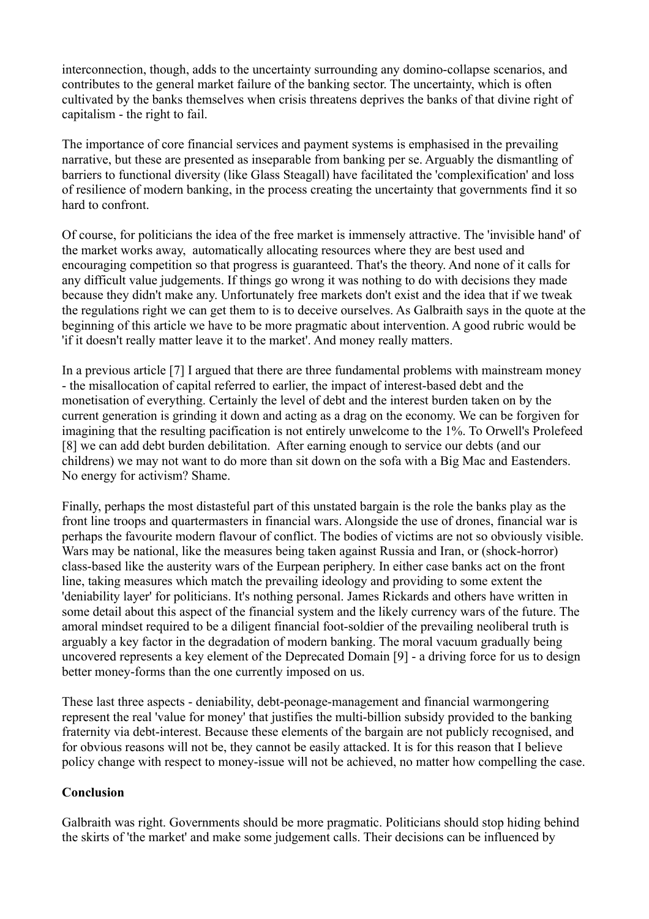interconnection, though, adds to the uncertainty surrounding any domino-collapse scenarios, and contributes to the general market failure of the banking sector. The uncertainty, which is often cultivated by the banks themselves when crisis threatens deprives the banks of that divine right of capitalism - the right to fail.

The importance of core financial services and payment systems is emphasised in the prevailing narrative, but these are presented as inseparable from banking per se. Arguably the dismantling of barriers to functional diversity (like Glass Steagall) have facilitated the 'complexification' and loss of resilience of modern banking, in the process creating the uncertainty that governments find it so hard to confront.

Of course, for politicians the idea of the free market is immensely attractive. The 'invisible hand' of the market works away, automatically allocating resources where they are best used and encouraging competition so that progress is guaranteed. That's the theory. And none of it calls for any difficult value judgements. If things go wrong it was nothing to do with decisions they made because they didn't make any. Unfortunately free markets don't exist and the idea that if we tweak the regulations right we can get them to is to deceive ourselves. As Galbraith says in the quote at the beginning of this article we have to be more pragmatic about intervention. A good rubric would be 'if it doesn't really matter leave it to the market'. And money really matters.

In a previous article [7] I argued that there are three fundamental problems with mainstream money - the misallocation of capital referred to earlier, the impact of interest-based debt and the monetisation of everything. Certainly the level of debt and the interest burden taken on by the current generation is grinding it down and acting as a drag on the economy. We can be forgiven for imagining that the resulting pacification is not entirely unwelcome to the 1%. To Orwell's Prolefeed [8] we can add debt burden debilitation. After earning enough to service our debts (and our childrens) we may not want to do more than sit down on the sofa with a Big Mac and Eastenders. No energy for activism? Shame.

Finally, perhaps the most distasteful part of this unstated bargain is the role the banks play as the front line troops and quartermasters in financial wars. Alongside the use of drones, financial war is perhaps the favourite modern flavour of conflict. The bodies of victims are not so obviously visible. Wars may be national, like the measures being taken against Russia and Iran, or (shock-horror) class-based like the austerity wars of the Eurpean periphery. In either case banks act on the front line, taking measures which match the prevailing ideology and providing to some extent the 'deniability layer' for politicians. It's nothing personal. James Rickards and others have written in some detail about this aspect of the financial system and the likely currency wars of the future. The amoral mindset required to be a diligent financial foot-soldier of the prevailing neoliberal truth is arguably a key factor in the degradation of modern banking. The moral vacuum gradually being uncovered represents a key element of the Deprecated Domain [9] - a driving force for us to design better money-forms than the one currently imposed on us.

These last three aspects - deniability, debt-peonage-management and financial warmongering represent the real 'value for money' that justifies the multi-billion subsidy provided to the banking fraternity via debt-interest. Because these elements of the bargain are not publicly recognised, and for obvious reasons will not be, they cannot be easily attacked. It is for this reason that I believe policy change with respect to money-issue will not be achieved, no matter how compelling the case.

**Conclusion**

Galbraith was right. Governments should be more pragmatic. Politicians should stop hiding behind the skirts of 'the market' and make some judgement calls. Their decisions can be influenced by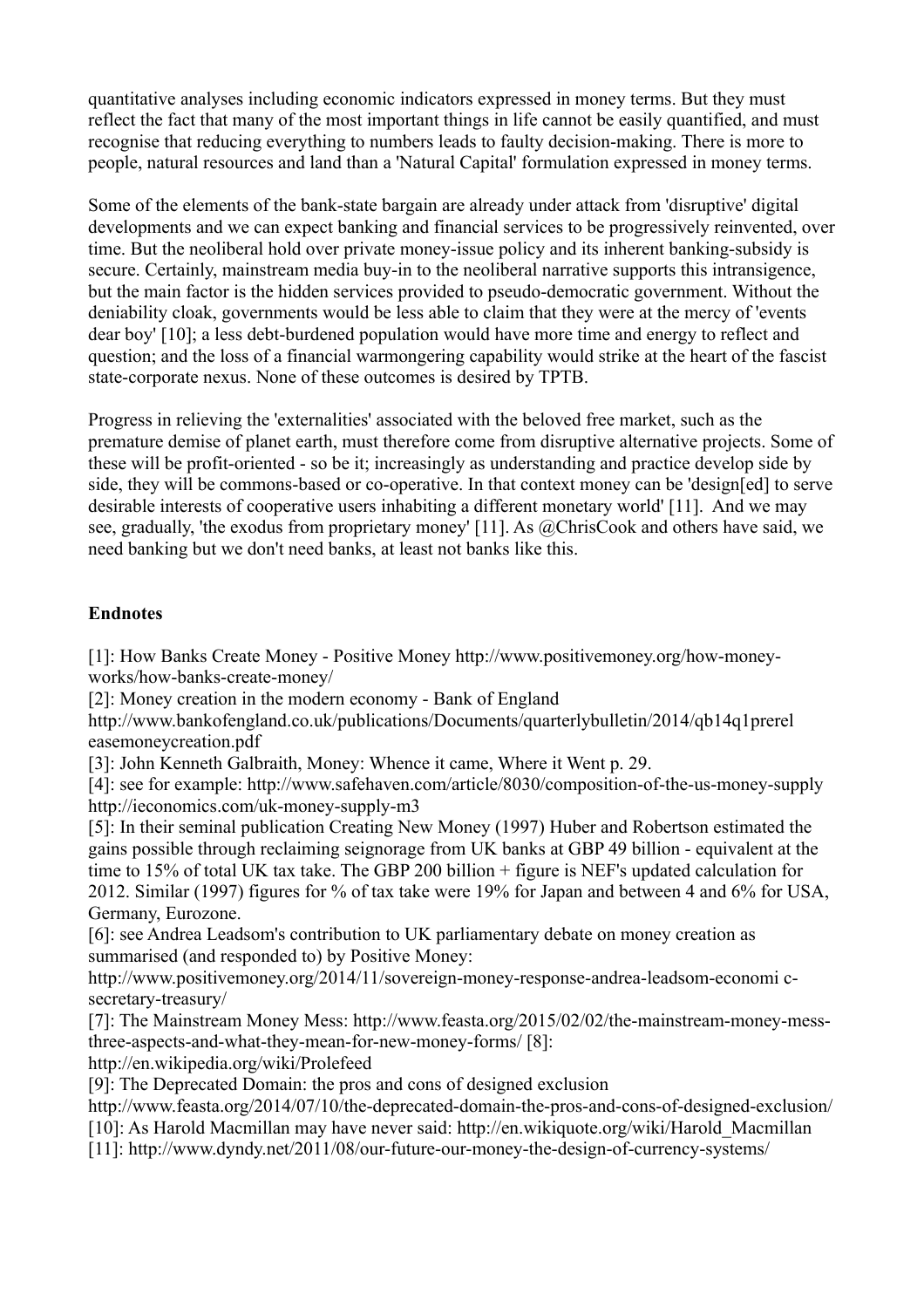quantitative analyses including economic indicators expressed in money terms. But they must reflect the fact that many of the most important things in life cannot be easily quantified, and must recognise that reducing everything to numbers leads to faulty decision-making. There is more to people, natural resources and land than a 'Natural Capital' formulation expressed in money terms.

Some of the elements of the bank-state bargain are already under attack from 'disruptive' digital developments and we can expect banking and financial services to be progressively reinvented, over time. But the neoliberal hold over private money-issue policy and its inherent banking-subsidy is secure. Certainly, mainstream media buy-in to the neoliberal narrative supports this intransigence, but the main factor is the hidden services provided to pseudo-democratic government. Without the deniability cloak, governments would be less able to claim that they were at the mercy of 'events dear boy' [10]; a less debt-burdened population would have more time and energy to reflect and question; and the loss of a financial warmongering capability would strike at the heart of the fascist state-corporate nexus. None of these outcomes is desired by TPTB.

Progress in relieving the 'externalities' associated with the beloved free market, such as the premature demise of planet earth, must therefore come from disruptive alternative projects. Some of these will be profit-oriented - so be it; increasingly as understanding and practice develop side by side, they will be commons-based or co-operative. In that context money can be 'design[ed] to serve desirable interests of cooperative users inhabiting a different monetary world' [11]. And we may see, gradually, 'the exodus from proprietary money' [11]. As @ChrisCook and others have said, we need banking but we don't need banks, at least not banks like this.

**Endnotes**

[1]: How Banks Create Money - Positive Money http://www.positivemoney.org/how-money-works/how-banks-create-money/
[2]: Money creation in the modern economy - Bank of England http://www.bankofengland.co.uk/publications/Documents/quarterlybulletin/2014/qb14q1prereleasemoneycreation.pdf
[3]: John Kenneth Galbraith, Money: Whence it came, Where it Went p. 29.
[4]: see for example: http://www.safehaven.com/article/8030/composition-of-the-us-money-supply http://ieconomics.com/uk-money-supply-m3
[5]: In their seminal publication Creating New Money (1997) Huber and Robertson estimated the gains possible through reclaiming seignorage from UK banks at GBP 49 billion - equivalent at the time to 15% of total UK tax take. The GBP 200 billion + figure is NEF's updated calculation for 2012. Similar (1997) figures for % of tax take were 19% for Japan and between 4 and 6% for USA, Germany, Eurozone.
[6]: see Andrea Leadsom's contribution to UK parliamentary debate on money creation as summarised (and responded to) by Positive Money: http://www.positivemoney.org/2014/11/sovereign-money-response-andrea-leadsom-economi c-secretary-treasury/
[7]: The Mainstream Money Mess: http://www.feasta.org/2015/02/02/the-mainstream-money-mess-three-aspects-and-what-they-mean-for-new-money-forms/ [8]: http://en.wikipedia.org/wiki/Prolefeed
[9]: The Deprecated Domain: the pros and cons of designed exclusion http://www.feasta.org/2014/07/10/the-deprecated-domain-the-pros-and-cons-of-designed-exclusion/
[10]: As Harold Macmillan may have never said: http://en.wikiquote.org/wiki/Harold_Macmillan
[11]: http://www.dyndy.net/2011/08/our-future-our-money-the-design-of-currency-systems/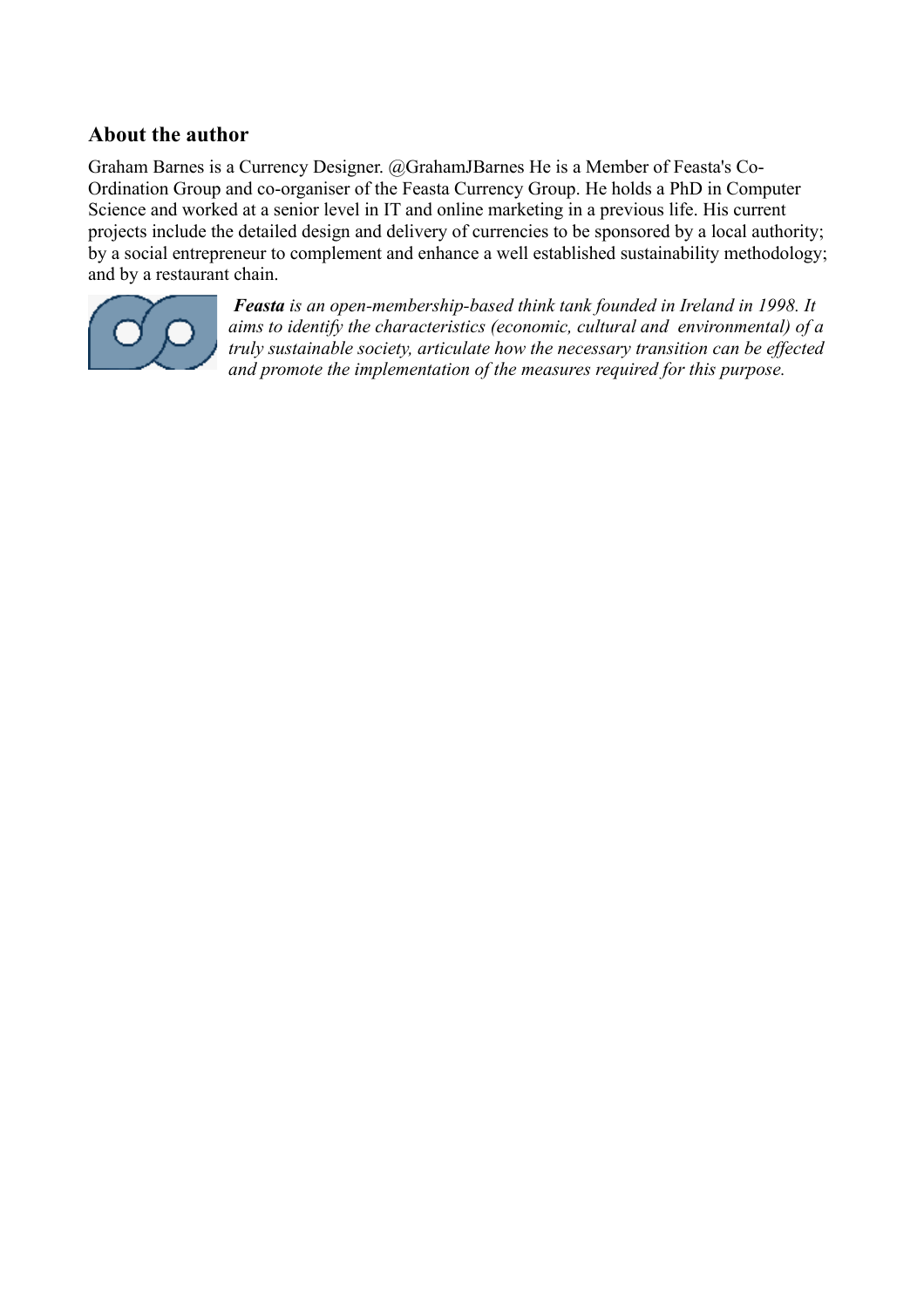## About the author

Graham Barnes is a Currency Designer. @GrahamJBarnes He is a Member of Feasta's Co-Ordination Group and co-organiser of the Feasta Currency Group. He holds a PhD in Computer Science and worked at a senior level in IT and online marketing in a previous life. His current projects include the detailed design and delivery of currencies to be sponsored by a local authority; by a social entrepreneur to complement and enhance a well established sustainability methodology; and by a restaurant chain.

***Feasta** is an open-membership-based think tank founded in Ireland in 1998. It aims to identify the characteristics (economic, cultural and environmental) of a truly sustainable society, articulate how the necessary transition can be effected and promote the implementation of the measures required for this purpose.*